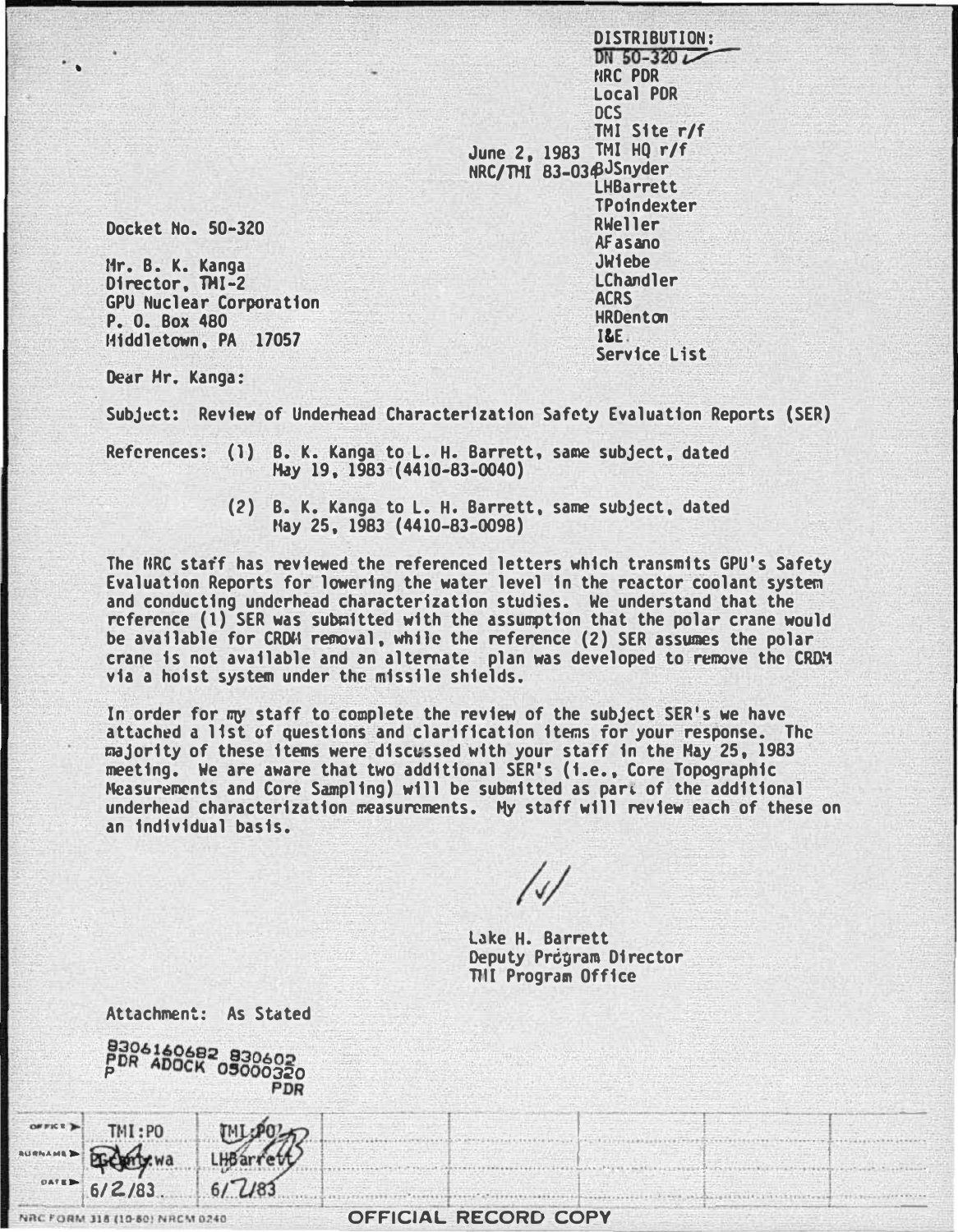DISTRIBUTION:
DN 50-320
NRC PDR
Local PDR
DCS
TMI Site r/f
TMI HQ r/f
BJSnyder
LHBarrett
TPoindexter
RWeller
AFasano
JWiebe
LChandler
ACRS
HRDenton
I&E
Service List

June 2, 1983
NRC/TMI 83-034

Docket No. 50-320

Mr. B. K. Kanga
Director, TMI-2
GPU Nuclear Corporation
P. O. Box 480
Middletown, PA 17057

Dear Mr. Kanga:

Subject: Review of Underhead Characterization Safety Evaluation Reports (SER)

References: (1) B. K. Kanga to L. H. Barrett, same subject, dated May 19, 1983 (4410-83-0040)

(2) B. K. Kanga to L. H. Barrett, same subject, dated May 25, 1983 (4410-83-0098)

The NRC staff has reviewed the referenced letters which transmits GPU's Safety Evaluation Reports for lowering the water level in the reactor coolant system and conducting underhead characterization studies. We understand that the reference (1) SER was submitted with the assumption that the polar crane would be available for CRDM removal, while the reference (2) SER assumes the polar crane is not available and an alternate plan was developed to remove the CRDM via a hoist system under the missile shields.

In order for my staff to complete the review of the subject SER's we have attached a list of questions and clarification items for your response. The majority of these items were discussed with your staff in the May 25, 1983 meeting. We are aware that two additional SER's (i.e., Core Topographic Measurements and Core Sampling) will be submitted as part of the additional underhead characterization measurements. My staff will review each of these on an individual basis.

/s/

Lake H. Barrett
Deputy Program Director
TMI Program Office

Attachment: As Stated

8306160682 830602
PDR ADOCK 05000320
P PDR

| OFFICE | TMI:PO | TMI:PO |
|---|---|---|
| SURNAME | Bhatwa | LHBarrett |
| DATE | 6/2/83 | 6/2/83 |

NRC FORM 318 (10-80) NRCM 0240

OFFICIAL RECORD COPY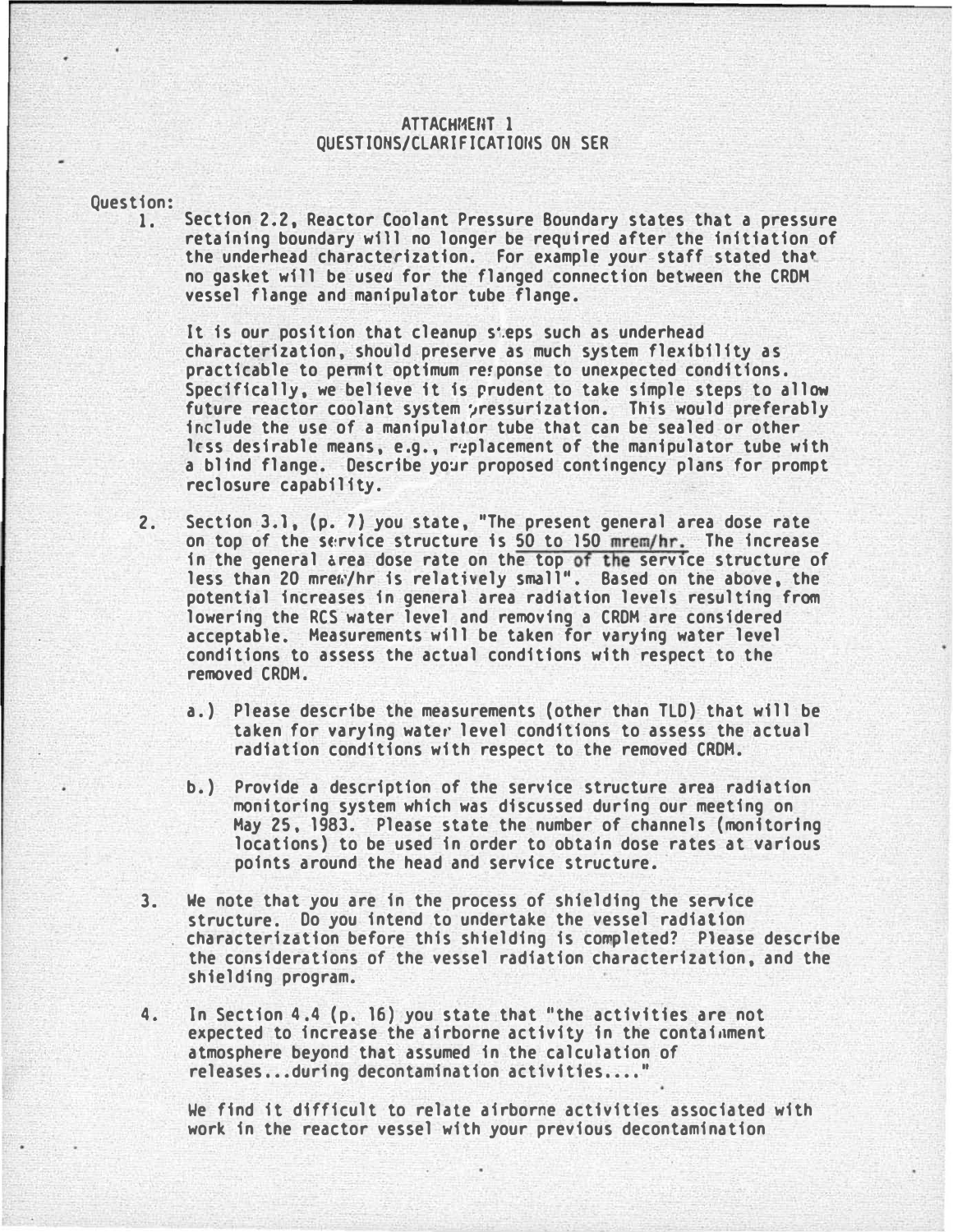# ATTACHMENT 1
## QUESTIONS/CLARIFICATIONS ON SER

Question:

1. Section 2.2, Reactor Coolant Pressure Boundary states that a pressure retaining boundary will no longer be required after the initiation of the underhead characterization. For example your staff stated that no gasket will be used for the flanged connection between the CRDM vessel flange and manipulator tube flange.

   It is our position that cleanup steps such as underhead characterization, should preserve as much system flexibility as practicable to permit optimum response to unexpected conditions. Specifically, we believe it is prudent to take simple steps to allow future reactor coolant system pressurization. This would preferably include the use of a manipulator tube that can be sealed or other less desirable means, e.g., replacement of the manipulator tube with a blind flange. Describe your proposed contingency plans for prompt reclosure capability.

2. Section 3.1, (p. 7) you state, "The present general area dose rate on top of the service structure is 50 to 150 mrem/hr. The increase in the general area dose rate on the top of the service structure of less than 20 mrem/hr is relatively small". Based on the above, the potential increases in general area radiation levels resulting from lowering the RCS water level and removing a CRDM are considered acceptable. Measurements will be taken for varying water level conditions to assess the actual conditions with respect to the removed CRDM.

   a.) Please describe the measurements (other than TLD) that will be taken for varying water level conditions to assess the actual radiation conditions with respect to the removed CRDM.

   b.) Provide a description of the service structure area radiation monitoring system which was discussed during our meeting on May 25, 1983. Please state the number of channels (monitoring locations) to be used in order to obtain dose rates at various points around the head and service structure.

3. We note that you are in the process of shielding the service structure. Do you intend to undertake the vessel radiation characterization before this shielding is completed? Please describe the considerations of the vessel radiation characterization, and the shielding program.

4. In Section 4.4 (p. 16) you state that "the activities are not expected to increase the airborne activity in the containment atmosphere beyond that assumed in the calculation of releases...during decontamination activities...."

   We find it difficult to relate airborne activities associated with work in the reactor vessel with your previous decontamination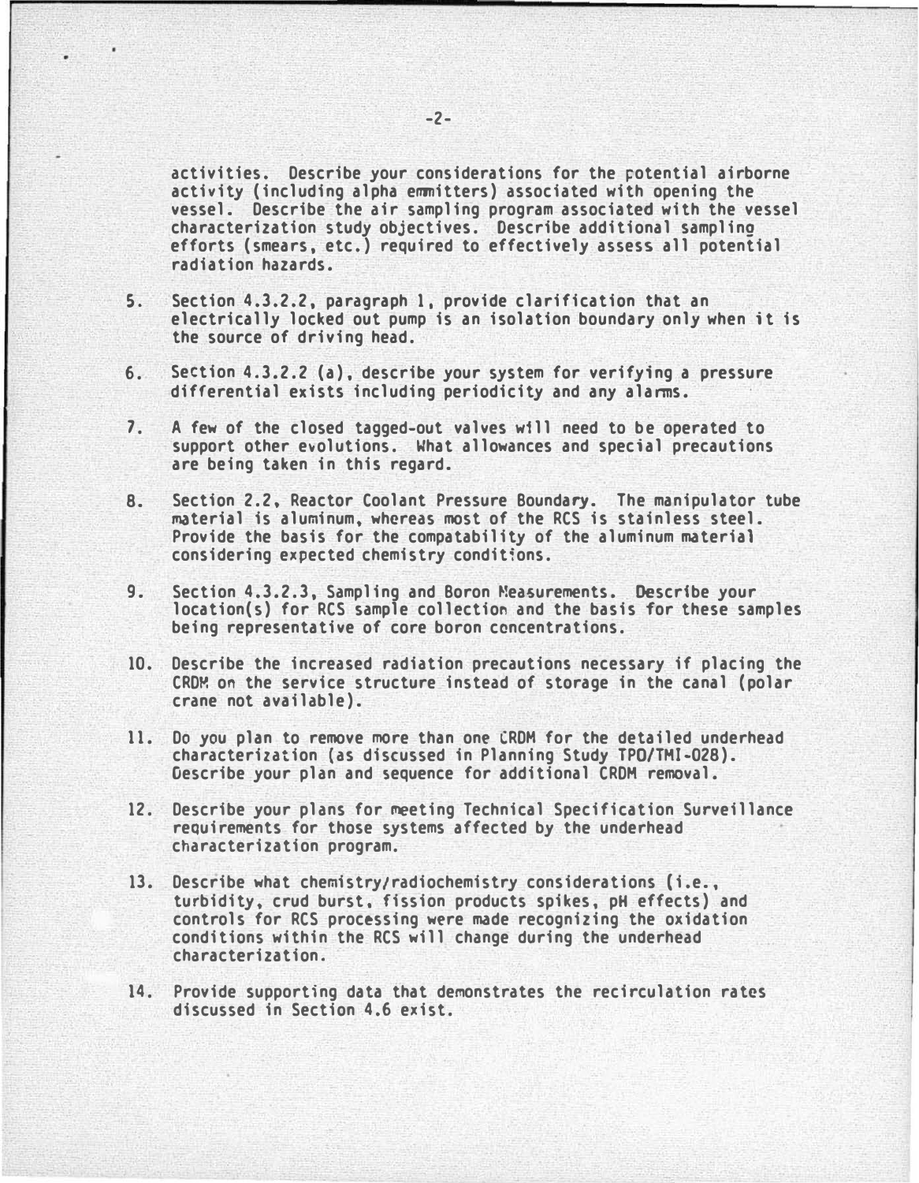activities. Describe your considerations for the potential airborne activity (including alpha emmitters) associated with opening the vessel. Describe the air sampling program associated with the vessel characterization study objectives. Describe additional sampling efforts (smears, etc.) required to effectively assess all potential radiation hazards.

5. Section 4.3.2.2, paragraph 1, provide clarification that an electrically locked out pump is an isolation boundary only when it is the source of driving head.

6. Section 4.3.2.2 (a), describe your system for verifying a pressure differential exists including periodicity and any alarms.

7. A few of the closed tagged-out valves will need to be operated to support other evolutions. What allowances and special precautions are being taken in this regard.

8. Section 2.2, Reactor Coolant Pressure Boundary. The manipulator tube material is aluminum, whereas most of the RCS is stainless steel. Provide the basis for the compatability of the aluminum material considering expected chemistry conditions.

9. Section 4.3.2.3, Sampling and Boron Measurements. Describe your location(s) for RCS sample collection and the basis for these samples being representative of core boron concentrations.

10. Describe the increased radiation precautions necessary if placing the CRDM on the service structure instead of storage in the canal (polar crane not available).

11. Do you plan to remove more than one CRDM for the detailed underhead characterization (as discussed in Planning Study TPO/TMI-028). Describe your plan and sequence for additional CRDM removal.

12. Describe your plans for meeting Technical Specification Surveillance requirements for those systems affected by the underhead characterization program.

13. Describe what chemistry/radiochemistry considerations (i.e., turbidity, crud burst, fission products spikes, pH effects) and controls for RCS processing were made recognizing the oxidation conditions within the RCS will change during the underhead characterization.

14. Provide supporting data that demonstrates the recirculation rates discussed in Section 4.6 exist.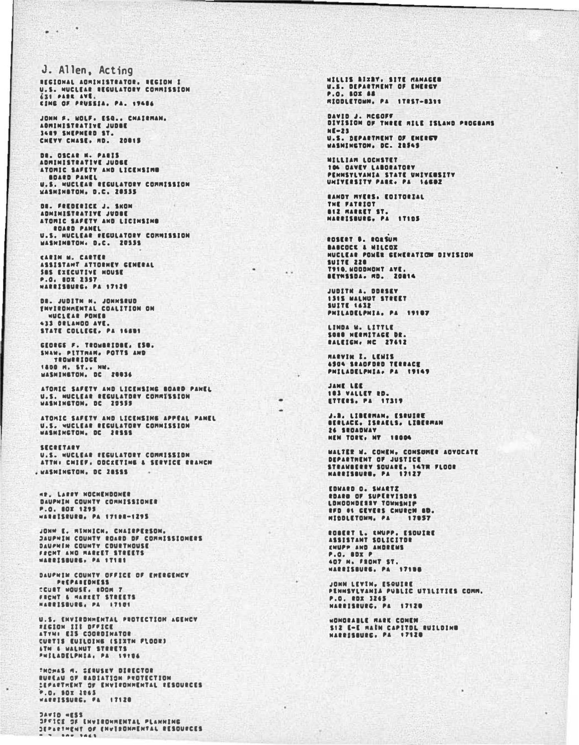J. Allen, Acting
REGIONAL ADMINISTRATOR, REGION I
U.S. NUCLEAR REGULATORY COMMISSION
631 PARK AVE.
KING OF PRUSSIA, PA. 19406

JOHN F. WOLF, ESQ., CHAIRMAN,
ADMINISTRATIVE JUDGE
3409 SHEPHERD ST.
CHEVY CHASE, MD. 20015

DR. OSCAR H. PARIS
ADMINISTRATIVE JUDGE
ATOMIC SAFETY AND LICENSING
BOARD PANEL
U.S. NUCLEAR REGULATORY COMMISSION
WASHINGTON, D.C. 20555

DR. FREDERICK J. SHON
ADMINISTRATIVE JUDGE
ATOMIC SAFETY AND LICENSING
BOARD PANEL
U.S. NUCLEAR REGULATORY COMMISSION
WASHINGTON, D.C. 20555

KARIN W. CARTER
ASSISTANT ATTORNEY GENERAL
505 EXECUTIVE HOUSE
P.O. BOX 2357
HARRISBURG, PA 17120

DR. JUDITH H. JOHNSRUD
ENVIRONMENTAL COALITION ON
NUCLEAR POWER
433 ORLANDO AVE.
STATE COLLEGE, PA 16801

GEORGE F. TROWBRIDGE, ESQ.
SHAW, PITTMAN, POTTS AND
TROWBRIDGE
1800 M. ST., NW.
WASHINGTON, DC 20036

ATOMIC SAFETY AND LICENSING BOARD PANEL
U.S. NUCLEAR REGULATORY COMMISSION
WASHINGTON, DC 20555

ATOMIC SAFETY AND LICENSING APPEAL PANEL
U.S. NUCLEAR REGULATORY COMMISSION
WASHINGTON, DC 20555

SECRETARY
U.S. NUCLEAR REGULATORY COMMISSION
ATTN: CHIEF, DOCKETING & SERVICE BRANCH
WASHINGTON, DC 20555

MR. LARRY HOCHENDONER
DAUPHIN COUNTY COMMISSIONER
P.O. BOX 1295
HARRISBURG, PA 17108-1295

JOHN E. MINNICH, CHAIRPERSON,
DAUPHIN COUNTY BOARD OF COMMISSIONERS
DAUPHIN COUNTY COURTHOUSE
FRONT AND MARKET STREETS
HARRISBURG, PA 17101

DAUPHIN COUNTY OFFICE OF EMERGENCY
PREPAREDNESS
COURT HOUSE, ROOM 7
FRONT & MARKET STREETS
HARRISBURG, PA 17101

U.S. ENVIRONMENTAL PROTECTION AGENCY
REGION III OFFICE
ATTN: EIS COORDINATOR
CURTIS BUILDING (SIXTH FLOOR)
6TH & WALNUT STREETS
PHILADELPHIA, PA 19106

THOMAS M. GERUSKY DIRECTOR
BUREAU OF RADIATION PROTECTION
DEPARTMENT OF ENVIRONMENTAL RESOURCES
P.O. BOX 2063
HARRISBURG, PA 17120

DAVID HESS
OFFICE OF ENVIRONMENTAL PLANNING
DEPARTMENT OF ENVIRONMENTAL RESOURCES
P.O. BOX 2063

WILLIS BIXBY, SITE MANAGER
U.S. DEPARTMENT OF ENERGY
P.O. BOX 88
MIDDLETOWN, PA 17057-0311

DAVID J. MCGOFF
DIVISION OF THREE MILE ISLAND PROGRAMS
NE-23
U.S. DEPARTMENT OF ENERGY
WASHINGTON, DC. 20545

WILLIAM LOCHSTET
104 DAVEY LABORATORY
PENNSYLVANIA STATE UNIVERSITY
UNIVERSITY PARK, PA 16802

RANDY MYERS, EDITORIAL
THE PATRIOT
812 MARKET ST.
HARRISBURG, PA 17105

ROBERT B. BORSUM
BABCOCK & WILCOX
NUCLEAR POWER GENERATION DIVISION
SUITE 220
7910 WOODMONT AVE.
BETHESDA, MD. 20814

JUDITH A. DORSEY
1315 WALNUT STREET
SUITE 1632
PHILADELPHIA, PA 19107

LINDA W. LITTLE
5000 HERMITAGE DR.
RALEIGH, NC 27612

MARVIN I. LEWIS
6504 BRADFORD TERRACE
PHILADELPHIA, PA 19149

JANE LEE
183 VALLEY RD.
ETTERS, PA 17319

J.B. LIBERMAN, ESQUIRE
BERLACK, ISRAELS, LIBERMAN
26 BROADWAY
NEW YORK, NY 10004

WALTER W. COHEN, CONSUMER ADVOCATE
DEPARTMENT OF JUSTICE
STRAWBERRY SQUARE, 14TH FLOOR
HARRISBURG, PA 17127

EDWARD O. SWARTZ
BOARD OF SUPERVISORS
LONDONDERRY TOWNSHIP
RFD #1 GEYERS CHURCH RD.
MIDDLETOWN, PA 17057

ROBERT L. KNUPP, ESQUIRE
ASSISTANT SOLICITOR
KNUPP AND ANDREWS
P.O. BOX P
407 N. FRONT ST.
HARRISBURG, PA 17108

JOHN LEVIN, ESQUIRE
PENNSYLVANIA PUBLIC UTILITIES COMM.
P.O. BOX 3265
HARRISBURG, PA 17120

HONORABLE MARK COHEN
512 E-E MAIN CAPITOL BUILDING
HARRISBURG, PA 17120